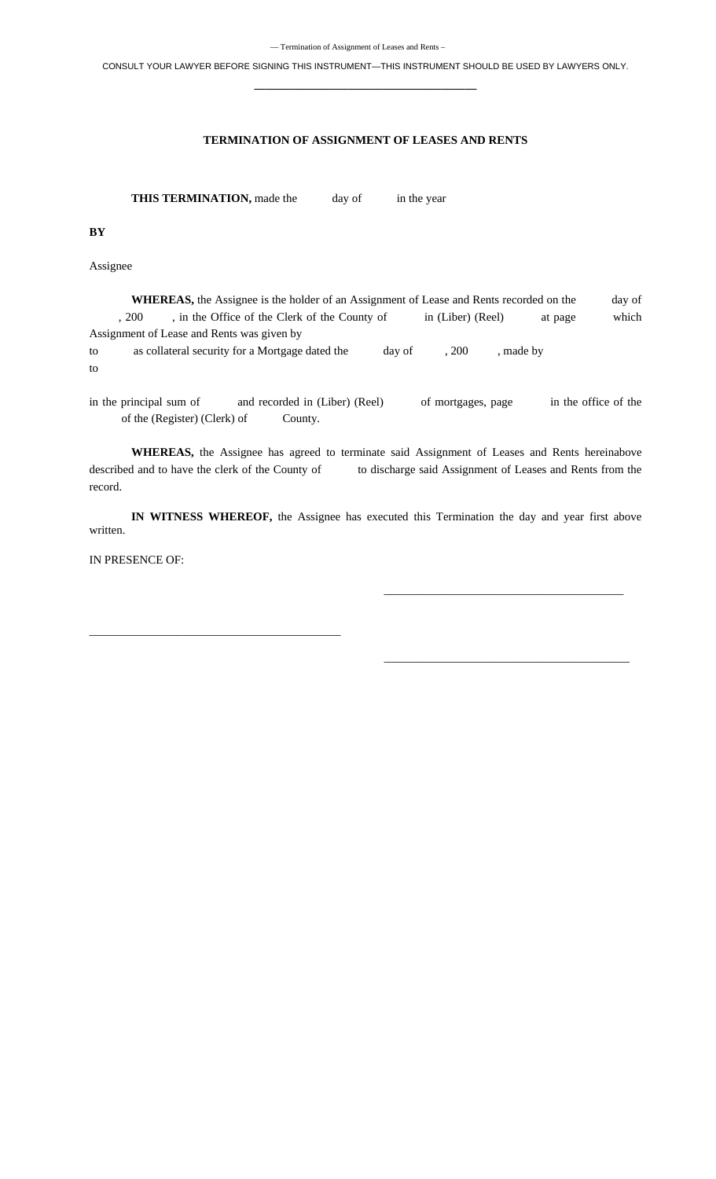CONSULT YOUR LAWYER BEFORE SIGNING THIS INSTRUMENT—THIS INSTRUMENT SHOULD BE USED BY LAWYERS ONLY.

---

## TERMINATION OF ASSIGNMENT OF LEASES AND RENTS

**THIS TERMINATION,** made the day of in the year

**BY**

Assignee

**WHEREAS,** the Assignee is the holder of an Assignment of Lease and Rents recorded on the day of , 200 , in the Office of the Clerk of the County of in (Liber) (Reel) at page which Assignment of Lease and Rents was given by

to as collateral security for a Mortgage dated the day of , 200 , made by

to

in the principal sum of and recorded in (Liber) (Reel) of mortgages, page in the office of the of the (Register) (Clerk) of County.

**WHEREAS,** the Assignee has agreed to terminate said Assignment of Leases and Rents hereinabove described and to have the clerk of the County of to discharge said Assignment of Leases and Rents from the record.

**IN WITNESS WHEREOF,** the Assignee has executed this Termination the day and year first above written.

IN PRESENCE OF:

\_\_\_\_\_\_\_\_\_\_\_\_\_\_\_\_\_\_\_\_\_\_\_\_\_\_\_\_\_\_\_\_\_\_\_\_\_\_\_\_

\_\_\_\_\_\_\_\_\_\_\_\_\_\_\_\_\_\_\_\_\_\_\_\_\_\_\_\_\_\_\_\_\_\_\_\_\_\_\_\_

\_\_\_\_\_\_\_\_\_\_\_\_\_\_\_\_\_\_\_\_\_\_\_\_\_\_\_\_\_\_\_\_\_\_\_\_\_\_\_\_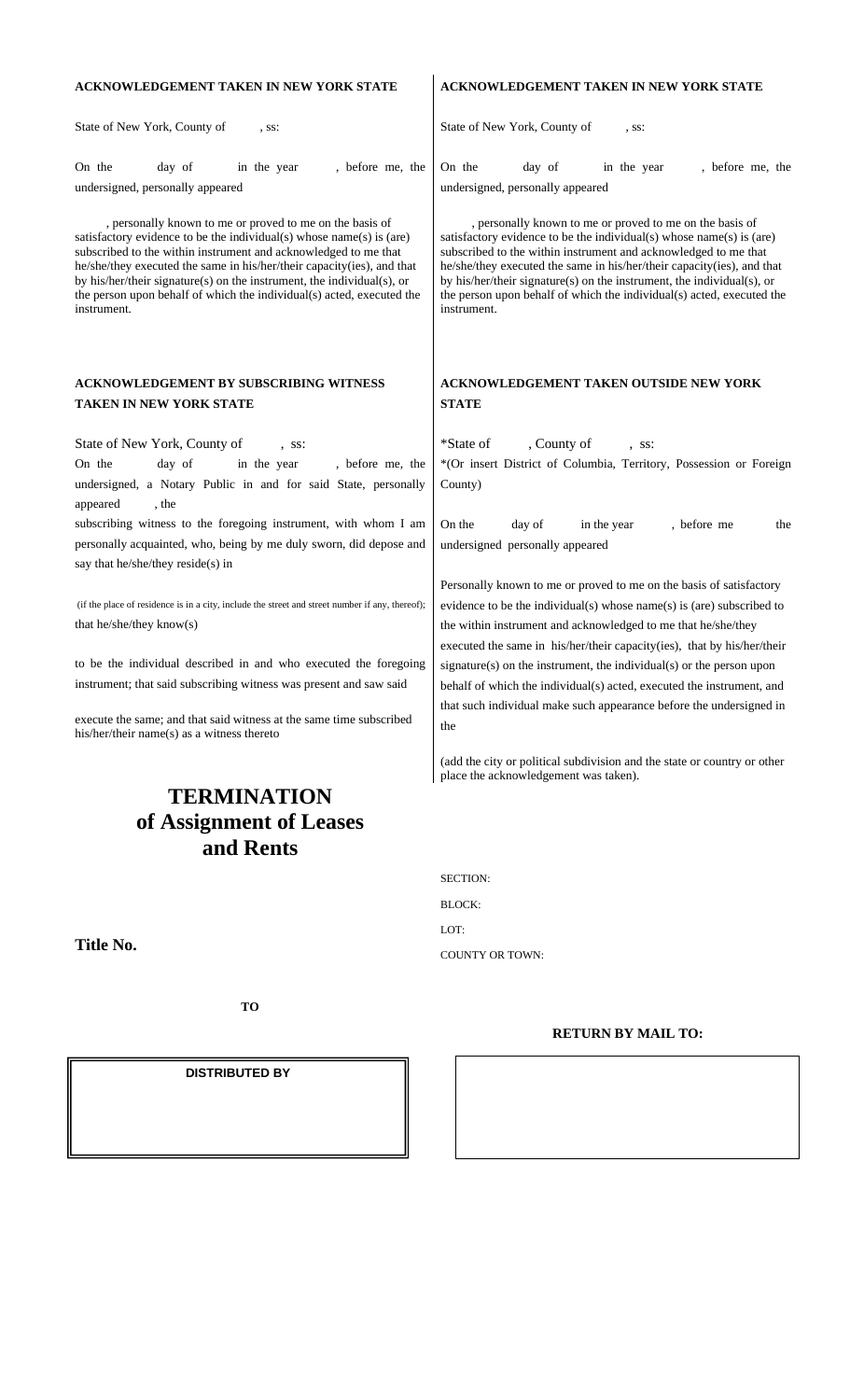**ACKNOWLEDGEMENT TAKEN IN NEW YORK STATE**

State of New York, County of , ss:

On the day of in the year , before me, the undersigned, personally appeared

, personally known to me or proved to me on the basis of satisfactory evidence to be the individual(s) whose name(s) is (are) subscribed to the within instrument and acknowledged to me that he/she/they executed the same in his/her/their capacity(ies), and that by his/her/their signature(s) on the instrument, the individual(s), or the person upon behalf of which the individual(s) acted, executed the instrument.

**ACKNOWLEDGEMENT BY SUBSCRIBING WITNESS TAKEN IN NEW YORK STATE**

State of New York, County of , ss:

On the day of in the year , before me, the undersigned, a Notary Public in and for said State, personally appeared , the subscribing witness to the foregoing instrument, with whom I am personally acquainted, who, being by me duly sworn, did depose and say that he/she/they reside(s) in

(if the place of residence is in a city, include the street and street number if any, thereof); that he/she/they know(s)

to be the individual described in and who executed the foregoing instrument; that said subscribing witness was present and saw said

execute the same; and that said witness at the same time subscribed his/her/their name(s) as a witness thereto

**ACKNOWLEDGEMENT TAKEN IN NEW YORK STATE**

State of New York, County of , ss:

On the day of in the year , before me, the undersigned, personally appeared

, personally known to me or proved to me on the basis of satisfactory evidence to be the individual(s) whose name(s) is (are) subscribed to the within instrument and acknowledged to me that he/she/they executed the same in his/her/their capacity(ies), and that by his/her/their signature(s) on the instrument, the individual(s), or the person upon behalf of which the individual(s) acted, executed the instrument.

**ACKNOWLEDGEMENT TAKEN OUTSIDE NEW YORK STATE**

*State of , County of , ss:
*(Or insert District of Columbia, Territory, Possession or Foreign County)

On the day of in the year , before me the undersigned personally appeared

Personally known to me or proved to me on the basis of satisfactory evidence to be the individual(s) whose name(s) is (are) subscribed to the within instrument and acknowledged to me that he/she/they executed the same in his/her/their capacity(ies), that by his/her/their signature(s) on the instrument, the individual(s) or the person upon behalf of which the individual(s) acted, executed the instrument, and that such individual make such appearance before the undersigned in the

(add the city or political subdivision and the state or country or other place the acknowledgement was taken).

# TERMINATION of Assignment of Leases and Rents

**Title No.**

**TO**

SECTION:

BLOCK:

LOT:

COUNTY OR TOWN:

**DISTRIBUTED BY**

**RETURN BY MAIL TO:**